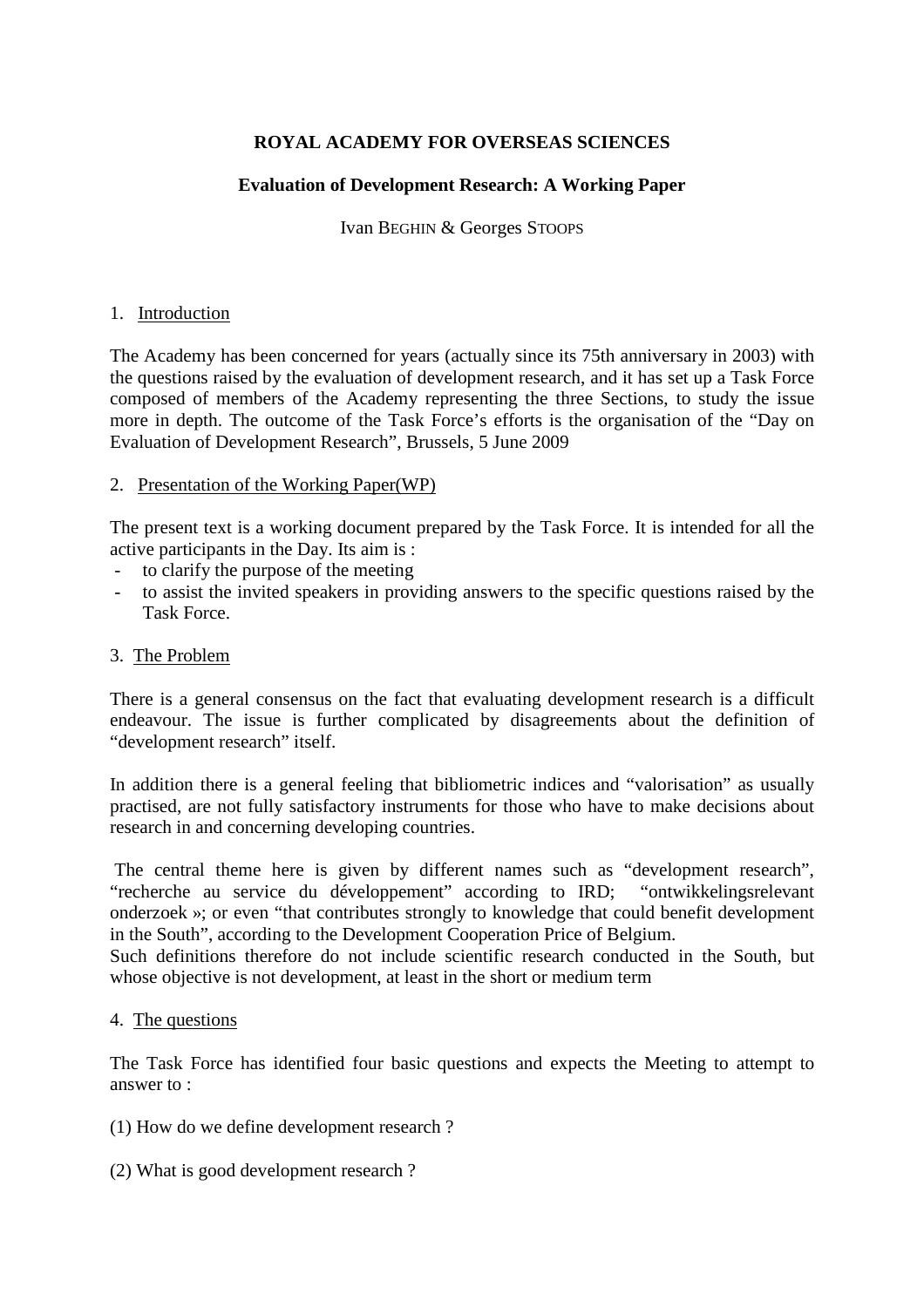**ROYAL ACADEMY FOR OVERSEAS SCIENCES**

**Evaluation of Development Research: A Working Paper**

Ivan BEGHIN & Georges STOOPS

## 1. Introduction

The Academy has been concerned for years (actually since its 75th anniversary in 2003) with the questions raised by the evaluation of development research, and it has set up a Task Force composed of members of the Academy representing the three Sections, to study the issue more in depth. The outcome of the Task Force's efforts is the organisation of the "Day on Evaluation of Development Research", Brussels, 5 June 2009

## 2. Presentation of the Working Paper(WP)

The present text is a working document prepared by the Task Force. It is intended for all the active participants in the Day. Its aim is :

- to clarify the purpose of the meeting
- to assist the invited speakers in providing answers to the specific questions raised by the Task Force.

## 3. The Problem

There is a general consensus on the fact that evaluating development research is a difficult endeavour. The issue is further complicated by disagreements about the definition of "development research" itself.

In addition there is a general feeling that bibliometric indices and "valorisation" as usually practised, are not fully satisfactory instruments for those who have to make decisions about research in and concerning developing countries.

The central theme here is given by different names such as "development research", "recherche au service du développement" according to IRD; "ontwikkelingsrelevant onderzoek »; or even "that contributes strongly to knowledge that could benefit development in the South", according to the Development Cooperation Price of Belgium.
Such definitions therefore do not include scientific research conducted in the South, but whose objective is not development, at least in the short or medium term

## 4. The questions

The Task Force has identified four basic questions and expects the Meeting to attempt to answer to :

(1) How do we define development research ?

(2) What is good development research ?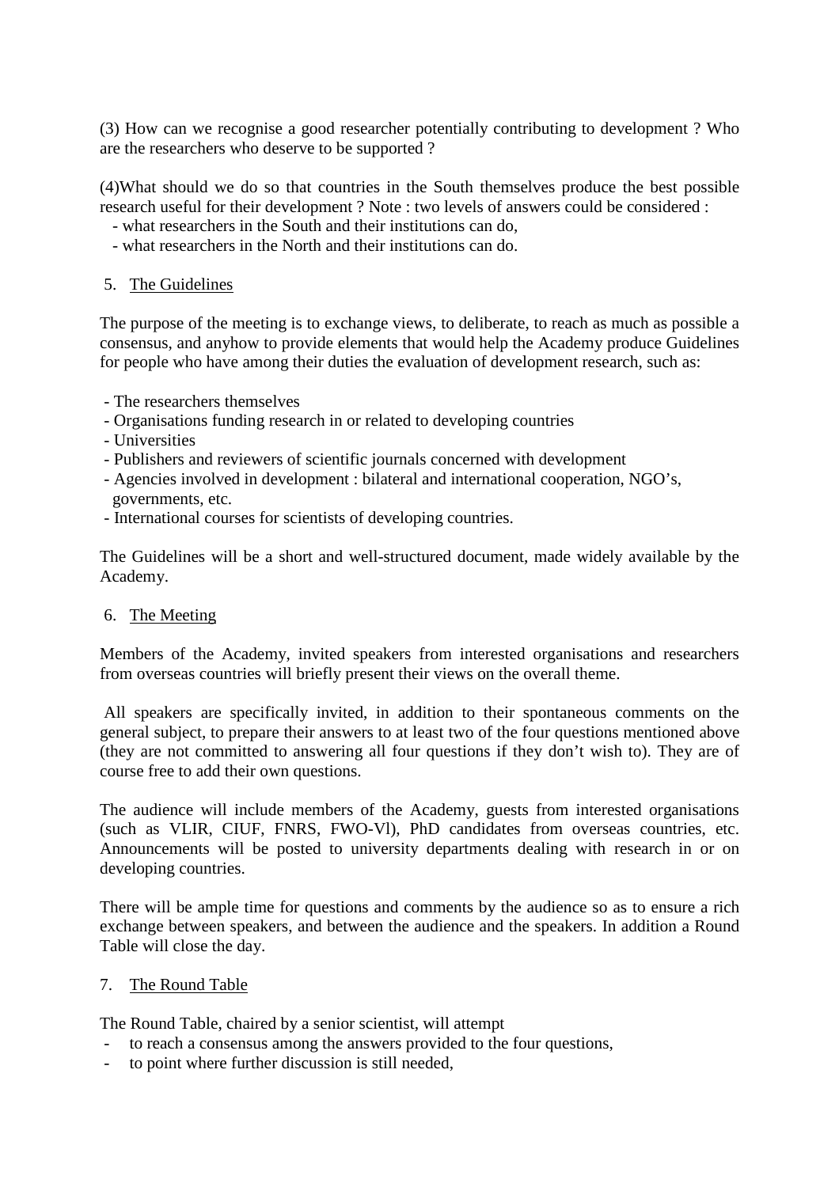(3) How can we recognise a good researcher potentially contributing to development ? Who are the researchers who deserve to be supported ?

(4)What should we do so that countries in the South themselves produce the best possible research useful for their development ? Note : two levels of answers could be considered :

- what researchers in the South and their institutions can do,
- what researchers in the North and their institutions can do.

## 5. The Guidelines

The purpose of the meeting is to exchange views, to deliberate, to reach as much as possible a consensus, and anyhow to provide elements that would help the Academy produce Guidelines for people who have among their duties the evaluation of development research, such as:

- The researchers themselves
- Organisations funding research in or related to developing countries
- Universities
- Publishers and reviewers of scientific journals concerned with development
- Agencies involved in development : bilateral and international cooperation, NGO's, governments, etc.
- International courses for scientists of developing countries.

The Guidelines will be a short and well-structured document, made widely available by the Academy.

## 6. The Meeting

Members of the Academy, invited speakers from interested organisations and researchers from overseas countries will briefly present their views on the overall theme.

All speakers are specifically invited, in addition to their spontaneous comments on the general subject, to prepare their answers to at least two of the four questions mentioned above (they are not committed to answering all four questions if they don't wish to). They are of course free to add their own questions.

The audience will include members of the Academy, guests from interested organisations (such as VLIR, CIUF, FNRS, FWO-Vl), PhD candidates from overseas countries, etc. Announcements will be posted to university departments dealing with research in or on developing countries.

There will be ample time for questions and comments by the audience so as to ensure a rich exchange between speakers, and between the audience and the speakers. In addition a Round Table will close the day.

## 7. The Round Table

The Round Table, chaired by a senior scientist, will attempt

- to reach a consensus among the answers provided to the four questions,
- to point where further discussion is still needed,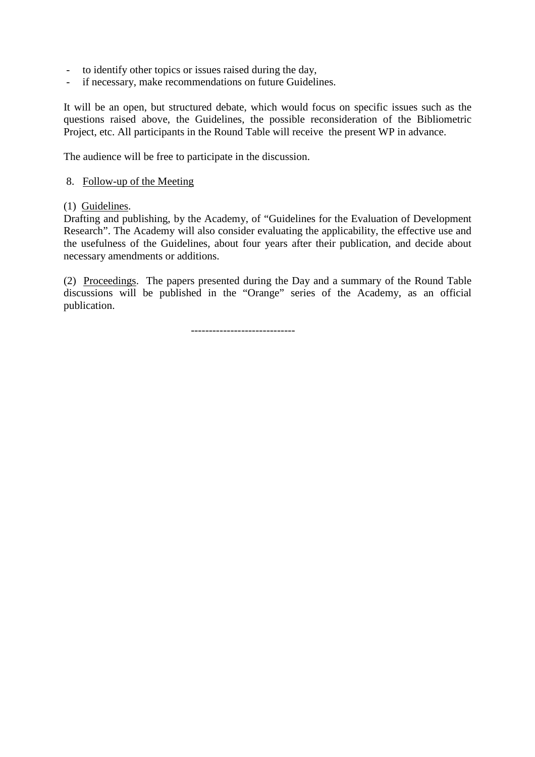- to identify other topics or issues raised during the day,
- if necessary, make recommendations on future Guidelines.

It will be an open, but structured debate, which would focus on specific issues such as the questions raised above, the Guidelines, the possible reconsideration of the Bibliometric Project, etc. All participants in the Round Table will receive the present WP in advance.

The audience will be free to participate in the discussion.

8. Follow-up of the Meeting

(1) Guidelines.
Drafting and publishing, by the Academy, of "Guidelines for the Evaluation of Development Research". The Academy will also consider evaluating the applicability, the effective use and the usefulness of the Guidelines, about four years after their publication, and decide about necessary amendments or additions.

(2) Proceedings. The papers presented during the Day and a summary of the Round Table discussions will be published in the "Orange" series of the Academy, as an official publication.

----------------------------